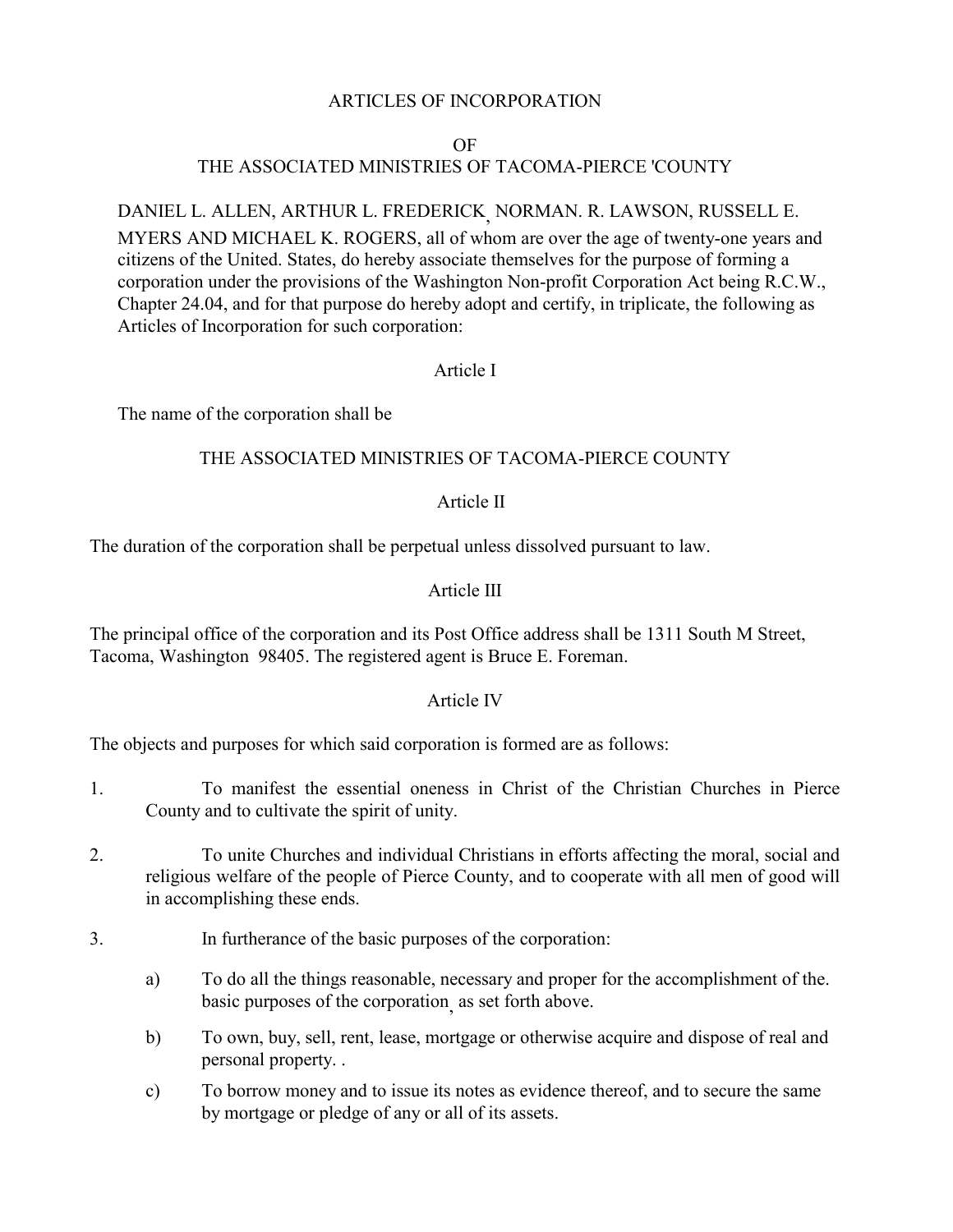# ARTICLES OF INCORPORATION

## OF

## THE ASSOCIATED MINISTRIES OF TACOMA-PIERCE 'COUNTY

DANIEL L. ALLEN, ARTHUR L. FREDERICK, NORMAN. R. LAWSON, RUSSELL E. MYERS AND MICHAEL K. ROGERS, all of whom are over the age of twenty-one years and citizens of the United. States, do hereby associate themselves for the purpose of forming a corporation under the provisions of the Washington Non-profit Corporation Act being R.C.W., Chapter 24.04, and for that purpose do hereby adopt and certify, in triplicate, the following as Articles of Incorporation for such corporation:

### Article I

The name of the corporation shall be

THE ASSOCIATED MINISTRIES OF TACOMA-PIERCE COUNTY

### Article II

The duration of the corporation shall be perpetual unless dissolved pursuant to law.

### Article III

The principal office of the corporation and its Post Office address shall be 1311 South M Street, Tacoma, Washington 98405. The registered agent is Bruce E. Foreman.

### Article IV

The objects and purposes for which said corporation is formed are as follows:

1. To manifest the essential oneness in Christ of the Christian Churches in Pierce County and to cultivate the spirit of unity.

2. To unite Churches and individual Christians in efforts affecting the moral, social and religious welfare of the people of Pierce County, and to cooperate with all men of good will in accomplishing these ends.

3. In furtherance of the basic purposes of the corporation:

   a) To do all the things reasonable, necessary and proper for the accomplishment of the. basic purposes of the corporation, as set forth above.

   b) To own, buy, sell, rent, lease, mortgage or otherwise acquire and dispose of real and personal property. .

   c) To borrow money and to issue its notes as evidence thereof, and to secure the same by mortgage or pledge of any or all of its assets.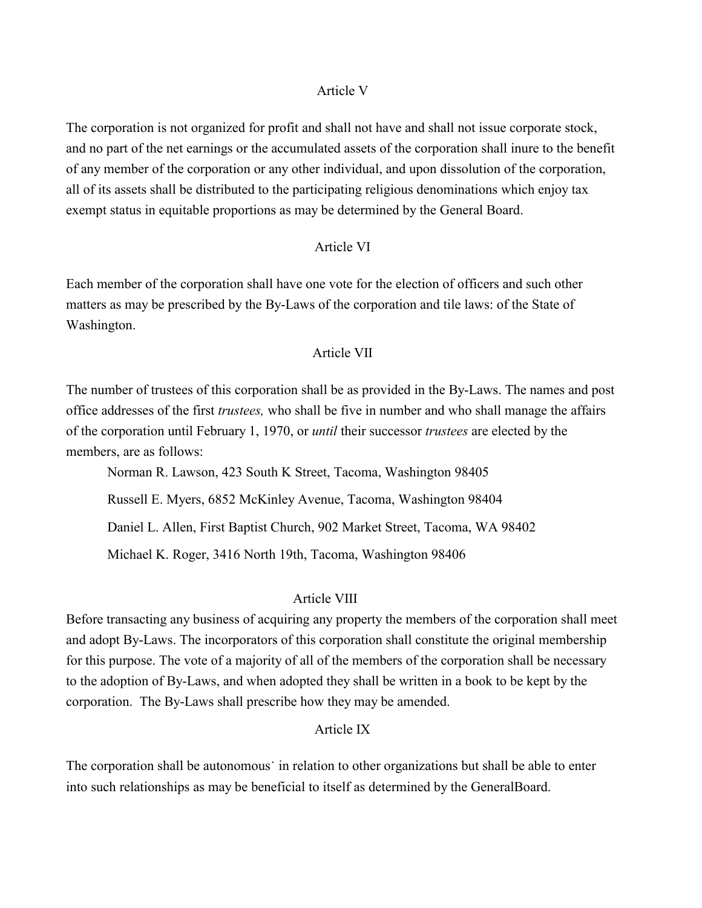Article V

The corporation is not organized for profit and shall not have and shall not issue corporate stock, and no part of the net earnings or the accumulated assets of the corporation shall inure to the benefit of any member of the corporation or any other individual, and upon dissolution of the corporation, all of its assets shall be distributed to the participating religious denominations which enjoy tax exempt status in equitable proportions as may be determined by the General Board.

Article VI

Each member of the corporation shall have one vote for the election of officers and such other matters as may be prescribed by the By-Laws of the corporation and tile laws: of the State of Washington.

Article VII

The number of trustees of this corporation shall be as provided in the By-Laws. The names and post office addresses of the first *trustees,* who shall be five in number and who shall manage the affairs of the corporation until February 1, 1970, or *until* their successor *trustees* are elected by the members, are as follows:

Norman R. Lawson, 423 South K Street, Tacoma, Washington 98405

Russell E. Myers, 6852 McKinley Avenue, Tacoma, Washington 98404

Daniel L. Allen, First Baptist Church, 902 Market Street, Tacoma, WA 98402

Michael K. Roger, 3416 North 19th, Tacoma, Washington 98406

Article VIII

Before transacting any business of acquiring any property the members of the corporation shall meet and adopt By-Laws. The incorporators of this corporation shall constitute the original membership for this purpose. The vote of a majority of all of the members of the corporation shall be necessary to the adoption of By-Laws, and when adopted they shall be written in a book to be kept by the corporation. The By-Laws shall prescribe how they may be amended.

Article IX

The corporation shall be autonomous˙ in relation to other organizations but shall be able to enter into such relationships as may be beneficial to itself as determined by the GeneralBoard.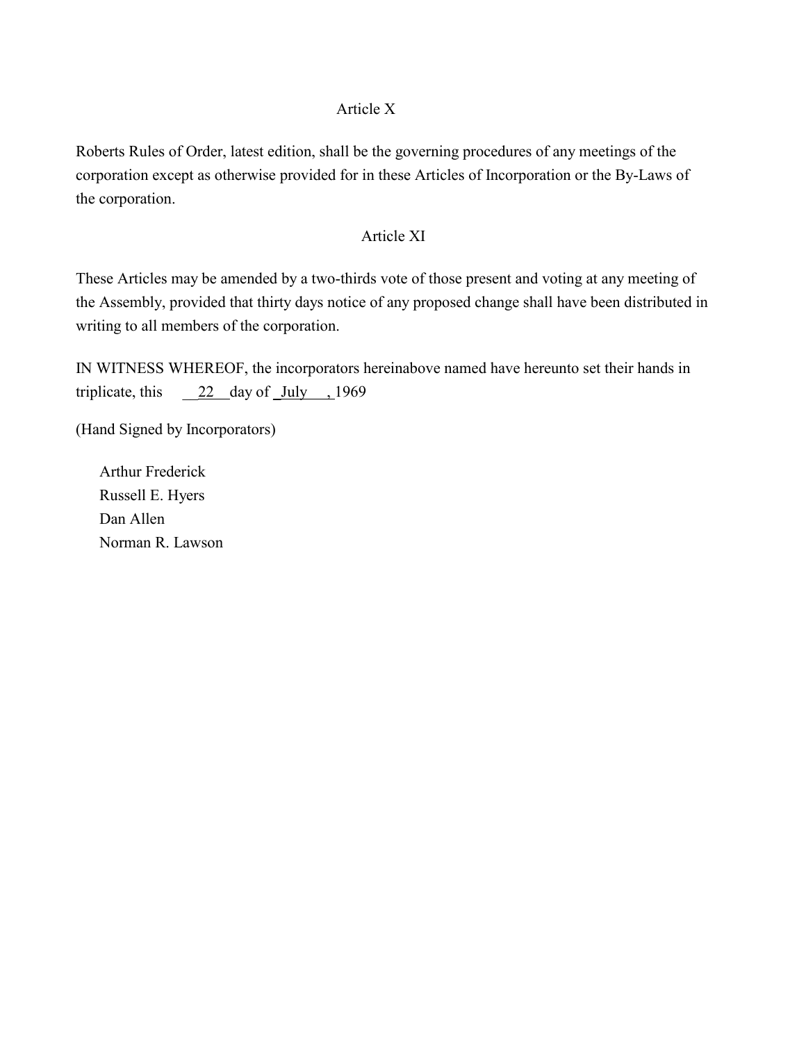## Article X

Roberts Rules of Order, latest edition, shall be the governing procedures of any meetings of the corporation except as otherwise provided for in these Articles of Incorporation or the By-Laws of the corporation.

## Article XI

These Articles may be amended by a two-thirds vote of those present and voting at any meeting of the Assembly, provided that thirty days notice of any proposed change shall have been distributed in writing to all members of the corporation.

IN WITNESS WHEREOF, the incorporators hereinabove named have hereunto set their hands in triplicate, this 22 day of July, 1969

(Hand Signed by Incorporators)

Arthur Frederick
Russell E. Hyers
Dan Allen
Norman R. Lawson